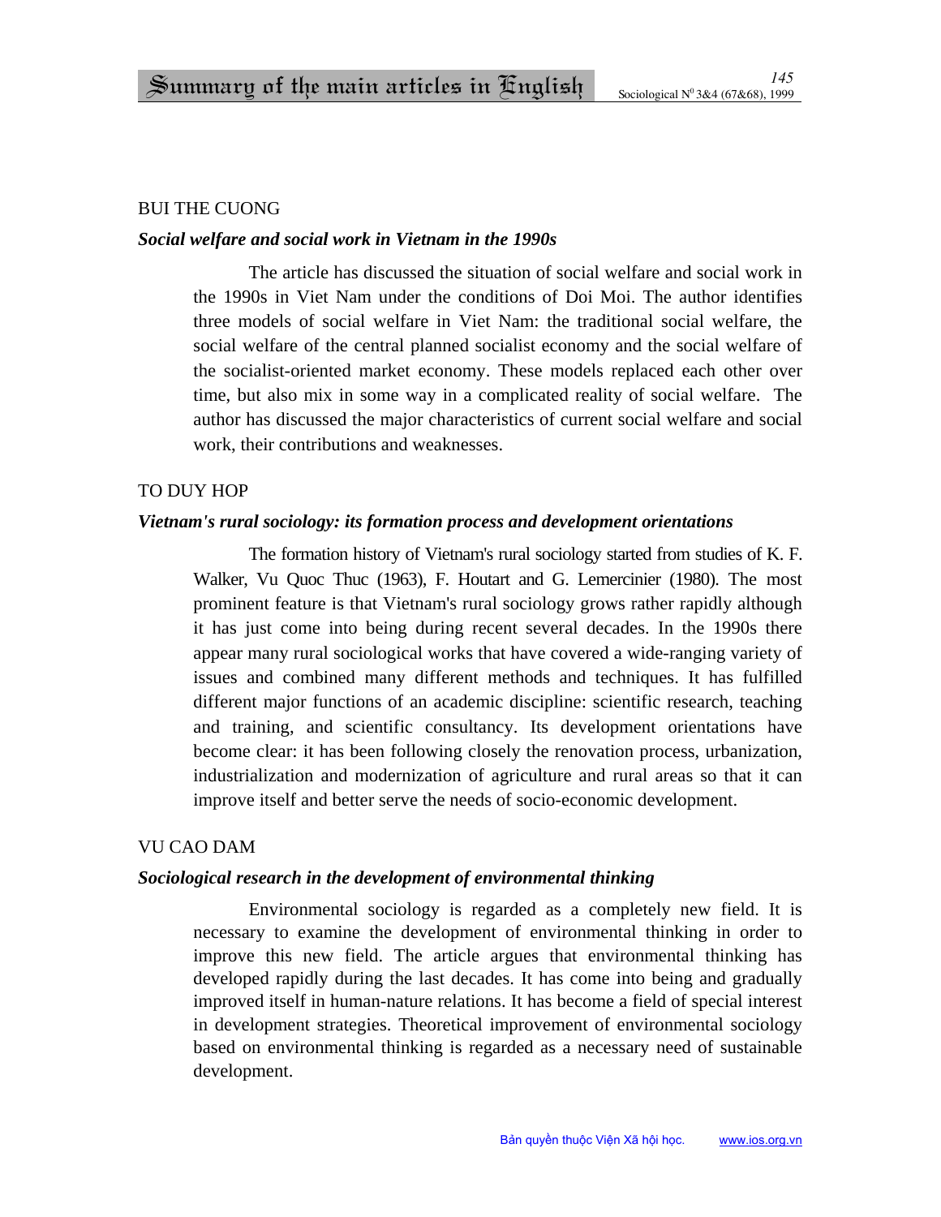# Summary of the main articles in English

BUI THE CUONG

***Social welfare and social work in Vietnam in the 1990s***

The article has discussed the situation of social welfare and social work in the 1990s in Viet Nam under the conditions of Doi Moi. The author identifies three models of social welfare in Viet Nam: the traditional social welfare, the social welfare of the central planned socialist economy and the social welfare of the socialist-oriented market economy. These models replaced each other over time, but also mix in some way in a complicated reality of social welfare. The author has discussed the major characteristics of current social welfare and social work, their contributions and weaknesses.

TO DUY HOP

***Vietnam's rural sociology: its formation process and development orientations***

The formation history of Vietnam's rural sociology started from studies of K. F. Walker, Vu Quoc Thuc (1963), F. Houtart and G. Lemercinier (1980). The most prominent feature is that Vietnam's rural sociology grows rather rapidly although it has just come into being during recent several decades. In the 1990s there appear many rural sociological works that have covered a wide-ranging variety of issues and combined many different methods and techniques. It has fulfilled different major functions of an academic discipline: scientific research, teaching and training, and scientific consultancy. Its development orientations have become clear: it has been following closely the renovation process, urbanization, industrialization and modernization of agriculture and rural areas so that it can improve itself and better serve the needs of socio-economic development.

VU CAO DAM

***Sociological research in the development of environmental thinking***

Environmental sociology is regarded as a completely new field. It is necessary to examine the development of environmental thinking in order to improve this new field. The article argues that environmental thinking has developed rapidly during the last decades. It has come into being and gradually improved itself in human-nature relations. It has become a field of special interest in development strategies. Theoretical improvement of environmental sociology based on environmental thinking is regarded as a necessary need of sustainable development.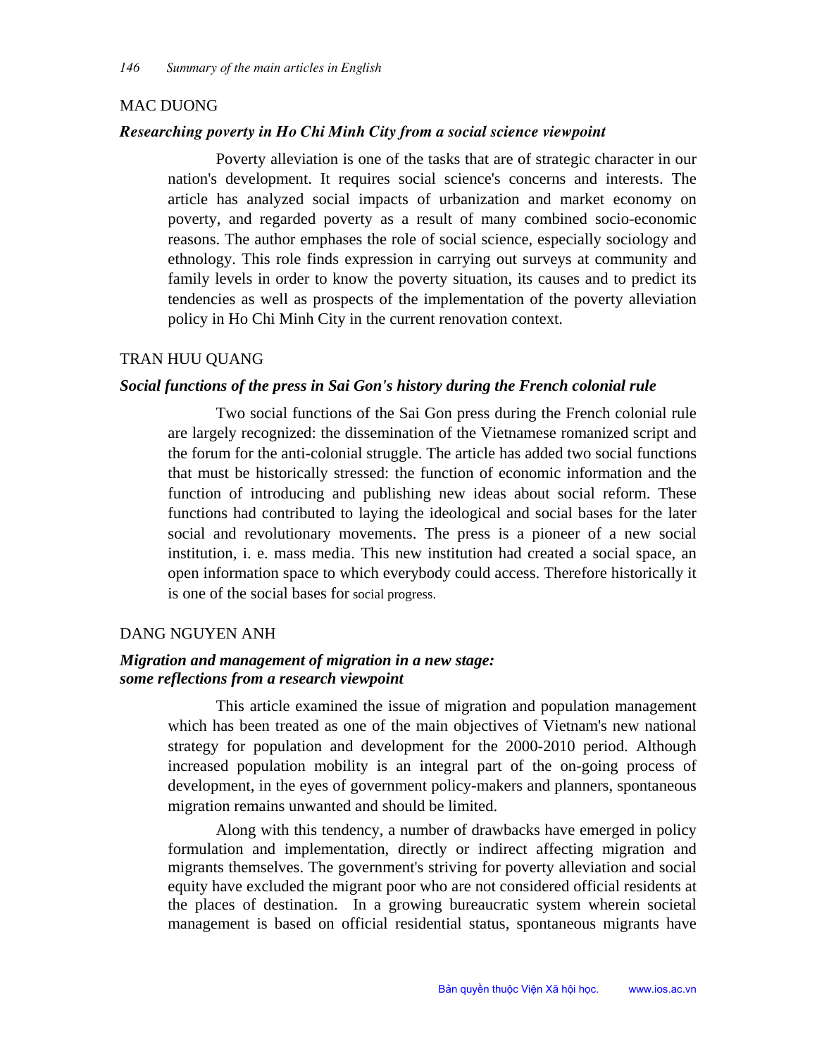MAC DUONG

***Researching poverty in Ho Chi Minh City from a social science viewpoint***

Poverty alleviation is one of the tasks that are of strategic character in our nation's development. It requires social science's concerns and interests. The article has analyzed social impacts of urbanization and market economy on poverty, and regarded poverty as a result of many combined socio-economic reasons. The author emphases the role of social science, especially sociology and ethnology. This role finds expression in carrying out surveys at community and family levels in order to know the poverty situation, its causes and to predict its tendencies as well as prospects of the implementation of the poverty alleviation policy in Ho Chi Minh City in the current renovation context.

TRAN HUU QUANG

***Social functions of the press in Sai Gon's history during the French colonial rule***

Two social functions of the Sai Gon press during the French colonial rule are largely recognized: the dissemination of the Vietnamese romanized script and the forum for the anti-colonial struggle. The article has added two social functions that must be historically stressed: the function of economic information and the function of introducing and publishing new ideas about social reform. These functions had contributed to laying the ideological and social bases for the later social and revolutionary movements. The press is a pioneer of a new social institution, i. e. mass media. This new institution had created a social space, an open information space to which everybody could access. Therefore historically it is one of the social bases for social progress.

DANG NGUYEN ANH

***Migration and management of migration in a new stage: some reflections from a research viewpoint***

This article examined the issue of migration and population management which has been treated as one of the main objectives of Vietnam's new national strategy for population and development for the 2000-2010 period. Although increased population mobility is an integral part of the on-going process of development, in the eyes of government policy-makers and planners, spontaneous migration remains unwanted and should be limited.

Along with this tendency, a number of drawbacks have emerged in policy formulation and implementation, directly or indirect affecting migration and migrants themselves. The government's striving for poverty alleviation and social equity have excluded the migrant poor who are not considered official residents at the places of destination. In a growing bureaucratic system wherein societal management is based on official residential status, spontaneous migrants have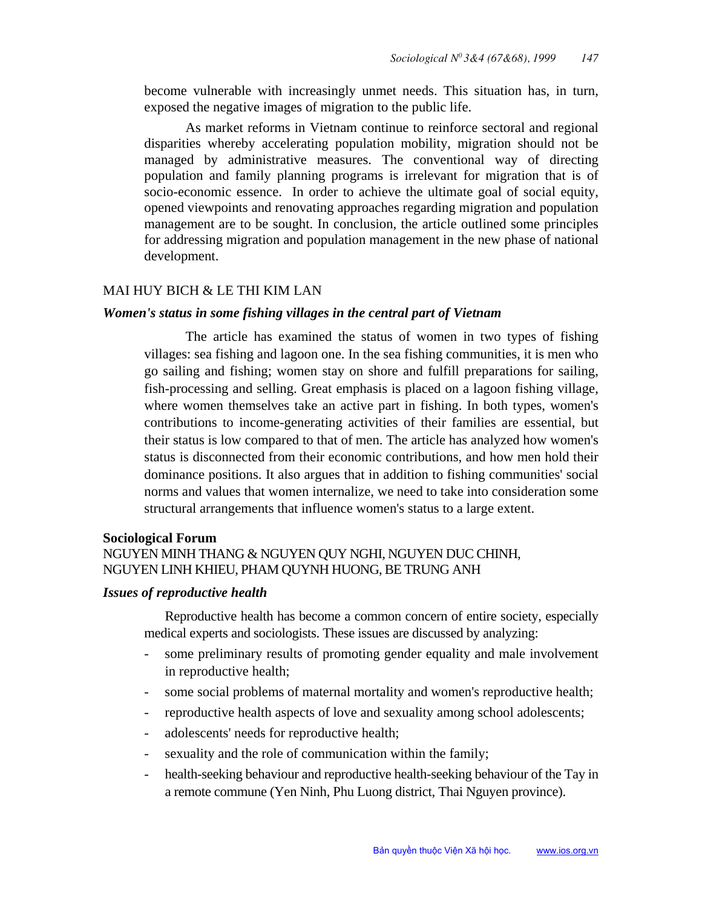become vulnerable with increasingly unmet needs. This situation has, in turn, exposed the negative images of migration to the public life.

As market reforms in Vietnam continue to reinforce sectoral and regional disparities whereby accelerating population mobility, migration should not be managed by administrative measures. The conventional way of directing population and family planning programs is irrelevant for migration that is of socio-economic essence. In order to achieve the ultimate goal of social equity, opened viewpoints and renovating approaches regarding migration and population management are to be sought. In conclusion, the article outlined some principles for addressing migration and population management in the new phase of national development.

MAI HUY BICH & LE THI KIM LAN

***Women's status in some fishing villages in the central part of Vietnam***

The article has examined the status of women in two types of fishing villages: sea fishing and lagoon one. In the sea fishing communities, it is men who go sailing and fishing; women stay on shore and fulfill preparations for sailing, fish-processing and selling. Great emphasis is placed on a lagoon fishing village, where women themselves take an active part in fishing. In both types, women's contributions to income-generating activities of their families are essential, but their status is low compared to that of men. The article has analyzed how women's status is disconnected from their economic contributions, and how men hold their dominance positions. It also argues that in addition to fishing communities' social norms and values that women internalize, we need to take into consideration some structural arrangements that influence women's status to a large extent.

**Sociological Forum**

NGUYEN MINH THANG & NGUYEN QUY NGHI, NGUYEN DUC CHINH, NGUYEN LINH KHIEU, PHAM QUYNH HUONG, BE TRUNG ANH

***Issues of reproductive health***

Reproductive health has become a common concern of entire society, especially medical experts and sociologists. These issues are discussed by analyzing:

- some preliminary results of promoting gender equality and male involvement in reproductive health;
- some social problems of maternal mortality and women's reproductive health;
- reproductive health aspects of love and sexuality among school adolescents;
- adolescents' needs for reproductive health;
- sexuality and the role of communication within the family;
- health-seeking behaviour and reproductive health-seeking behaviour of the Tay in a remote commune (Yen Ninh, Phu Luong district, Thai Nguyen province).